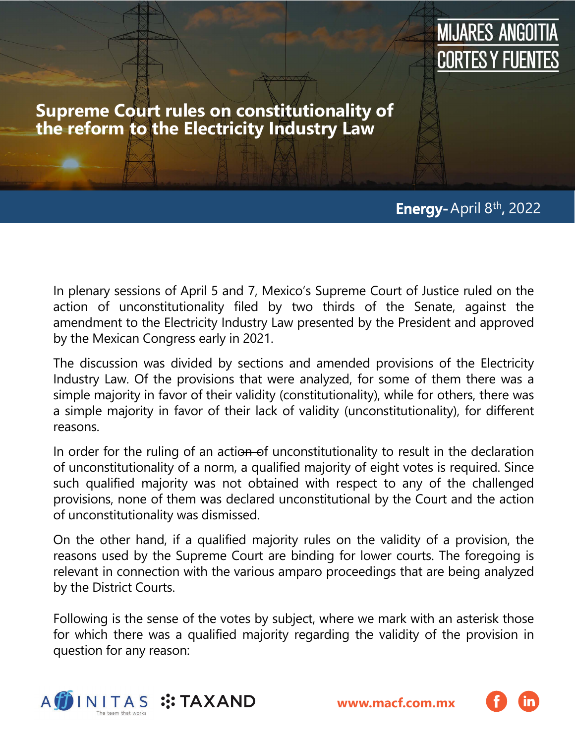MIJARES ANGOITIA CORTES Y FUENTES

# Supreme Court rules on constitutionality of the reform to the Electricity Industry Law

**Energy-** April 8th, 2022

In plenary sessions of April 5 and 7, Mexico's Supreme Court of Justice ruled on the action of unconstitutionality filed by two thirds of the Senate, against the amendment to the Electricity Industry Law presented by the President and approved by the Mexican Congress early in 2021.

The discussion was divided by sections and amended provisions of the Electricity Industry Law. Of the provisions that were analyzed, for some of them there was a simple majority in favor of their validity (constitutionality), while for others, there was a simple majority in favor of their lack of validity (unconstitutionality), for different reasons.

In order for the ruling of an action of unconstitutionality to result in the declaration of unconstitutionality of a norm, a qualified majority of eight votes is required. Since such qualified majority was not obtained with respect to any of the challenged provisions, none of them was declared unconstitutional by the Court and the action of unconstitutionality was dismissed.

On the other hand, if a qualified majority rules on the validity of a provision, the reasons used by the Supreme Court are binding for lower courts. The foregoing is relevant in connection with the various amparo proceedings that are being analyzed by the District Courts.

Following is the sense of the votes by subject, where we mark with an asterisk those for which there was a qualified majority regarding the validity of the provision in question for any reason: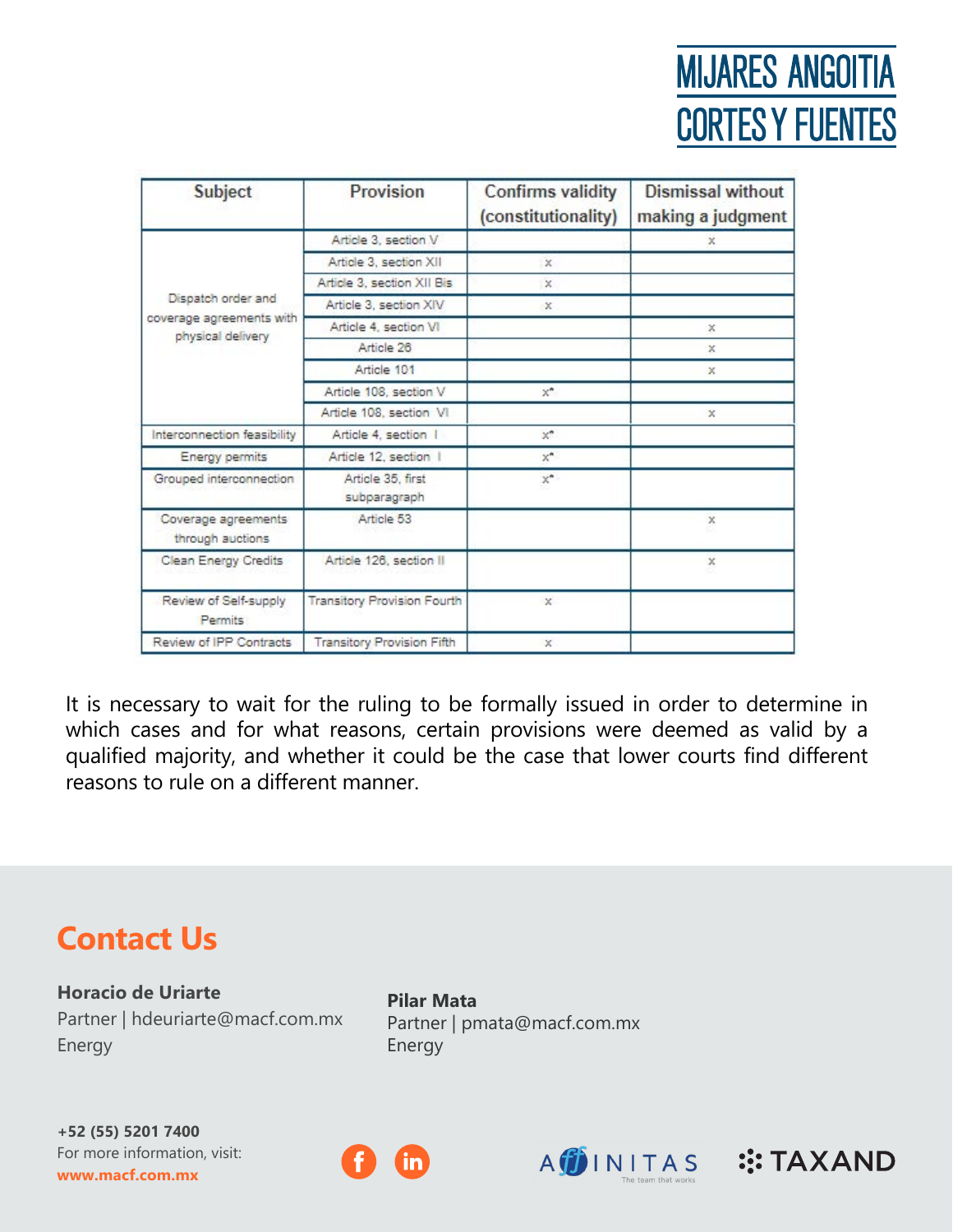| Subject | Provision | Confirms validity (constitutionality) | Dismissal without making a judgment |
|---|---|---|---|
| Dispatch order and coverage agreements with physical delivery | Article 3, section V | | x |
| | Article 3, section XII | x | |
| | Article 3, section XII Bis | x | |
| | Article 3, section XIV | x | |
| | Article 4, section VI | | x |
| | Article 26 | | x |
| | Article 101 | | x |
| | Article 108, section V | x* | |
| | Article 108, section VI | | x |
| Interconnection feasibility | Article 4, section I | x* | |
| Energy permits | Article 12, section I | x* | |
| Grouped interconnection | Article 35, first subparagraph | x* | |
| Coverage agreements through auctions | Article 53 | | x |
| Clean Energy Credits | Article 126, section II | | x |
| Review of Self-supply Permits | Transitory Provision Fourth | x | |
| Review of IPP Contracts | Transitory Provision Fifth | x | |

It is necessary to wait for the ruling to be formally issued in order to determine in which cases and for what reasons, certain provisions were deemed as valid by a qualified majority, and whether it could be the case that lower courts find different reasons to rule on a different manner.

## Contact Us

**Horacio de Uriarte**
Partner | hdeuriarte@macf.com.mx
Energy

**Pilar Mata**
Partner | pmata@macf.com.mx
Energy

**+52 (55) 5201 7400**
For more information, visit:
**www.macf.com.mx**